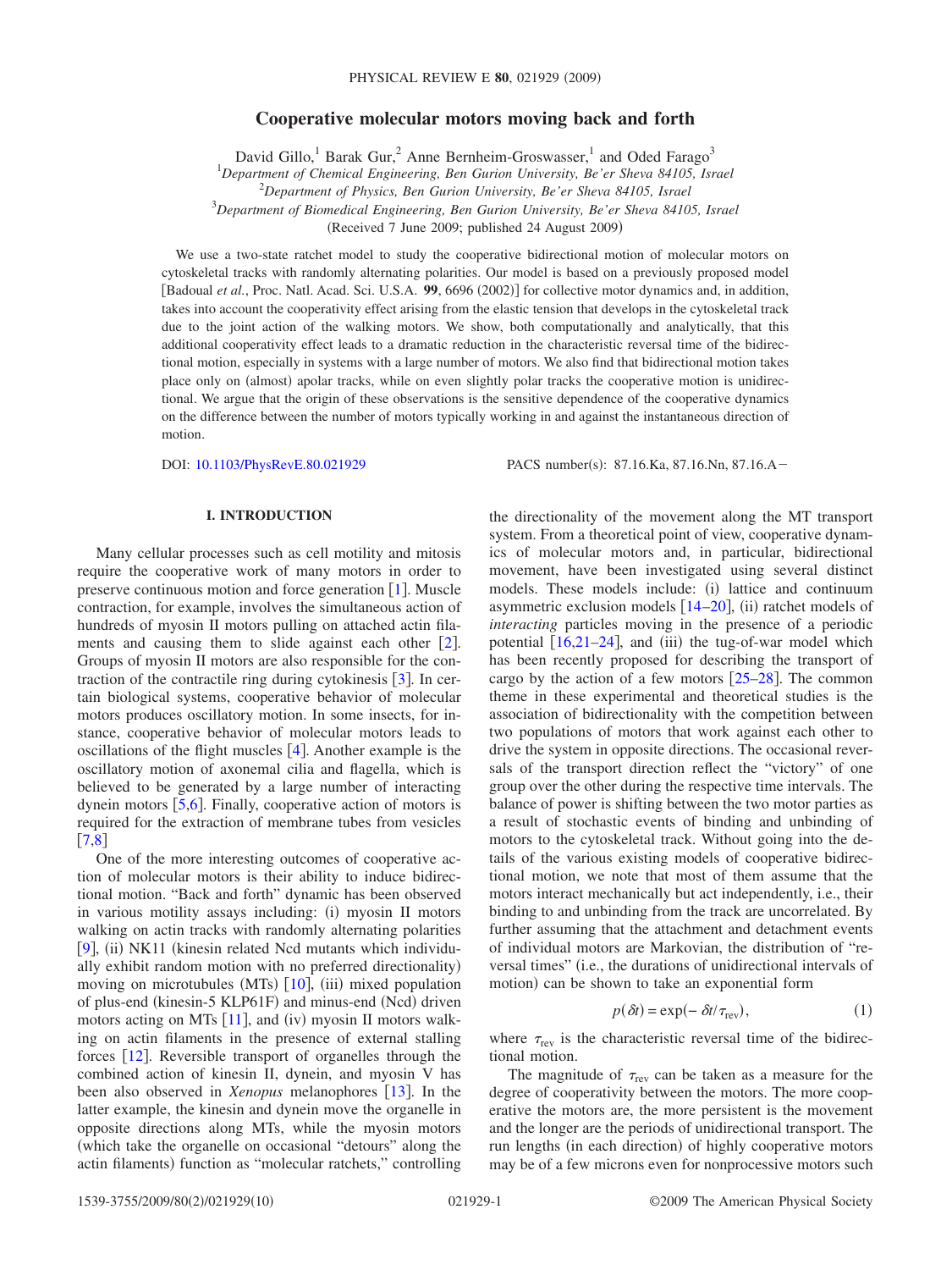# Cooperative molecular motors moving back and forth

David Gillo,[1] Barak Gur,[2] Anne Bernheim-Groswasser,[1] and Oded Farago[3]

[1]*Department of Chemical Engineering, Ben Gurion University, Be'er Sheva 84105, Israel*
[2]*Department of Physics, Ben Gurion University, Be'er Sheva 84105, Israel*
[3]*Department of Biomedical Engineering, Ben Gurion University, Be'er Sheva 84105, Israel*

(Received 7 June 2009; published 24 August 2009)

We use a two-state ratchet model to study the cooperative bidirectional motion of molecular motors on cytoskeletal tracks with randomly alternating polarities. Our model is based on a previously proposed model [Badoual *et al.*, Proc. Natl. Acad. Sci. U.S.A. **99**, 6696 (2002)] for collective motor dynamics and, in addition, takes into account the cooperativity effect arising from the elastic tension that develops in the cytoskeletal track due to the joint action of the walking motors. We show, both computationally and analytically, that this additional cooperativity effect leads to a dramatic reduction in the characteristic reversal time of the bidirectional motion, especially in systems with a large number of motors. We also find that bidirectional motion takes place only on (almost) apolar tracks, while on even slightly polar tracks the cooperative motion is unidirectional. We argue that the origin of these observations is the sensitive dependence of the cooperative dynamics on the difference between the number of motors typically working in and against the instantaneous direction of motion.

DOI: 10.1103/PhysRevE.80.021929    PACS number(s): 87.16.Ka, 87.16.Nn, 87.16.A−

## I. INTRODUCTION

Many cellular processes such as cell motility and mitosis require the cooperative work of many motors in order to preserve continuous motion and force generation [1]. Muscle contraction, for example, involves the simultaneous action of hundreds of myosin II motors pulling on attached actin filaments and causing them to slide against each other [2]. Groups of myosin II motors are also responsible for the contraction of the contractile ring during cytokinesis [3]. In certain biological systems, cooperative behavior of molecular motors produces oscillatory motion. In some insects, for instance, cooperative behavior of molecular motors leads to oscillations of the flight muscles [4]. Another example is the oscillatory motion of axonemal cilia and flagella, which is believed to be generated by a large number of interacting dynein motors [5,6]. Finally, cooperative action of motors is required for the extraction of membrane tubes from vesicles [7,8]

One of the more interesting outcomes of cooperative action of molecular motors is their ability to induce bidirectional motion. "Back and forth" dynamic has been observed in various motility assays including: (i) myosin II motors walking on actin tracks with randomly alternating polarities [9], (ii) NK11 (kinesin related Ncd mutants which individually exhibit random motion with no preferred directionality) moving on microtubules (MTs) [10], (iii) mixed population of plus-end (kinesin-5 KLP61F) and minus-end (Ncd) driven motors acting on MTs [11], and (iv) myosin II motors walking on actin filaments in the presence of external stalling forces [12]. Reversible transport of organelles through the combined action of kinesin II, dynein, and myosin V has been also observed in *Xenopus* melanophores [13]. In the latter example, the kinesin and dynein move the organelle in opposite directions along MTs, while the myosin motors (which take the organelle on occasional "detours" along the actin filaments) function as "molecular ratchets," controlling the directionality of the movement along the MT transport system. From a theoretical point of view, cooperative dynamics of molecular motors and, in particular, bidirectional movement, have been investigated using several distinct models. These models include: (i) lattice and continuum asymmetric exclusion models [14–20], (ii) ratchet models of *interacting* particles moving in the presence of a periodic potential [16,21–24], and (iii) the tug-of-war model which has been recently proposed for describing the transport of cargo by the action of a few motors [25–28]. The common theme in these experimental and theoretical studies is the association of bidirectionality with the competition between two populations of motors that work against each other to drive the system in opposite directions. The occasional reversals of the transport direction reflect the "victory" of one group over the other during the respective time intervals. The balance of power is shifting between the two motor parties as a result of stochastic events of binding and unbinding of motors to the cytoskeletal track. Without going into the details of the various existing models of cooperative bidirectional motion, we note that most of them assume that the motors interact mechanically but act independently, i.e., their binding to and unbinding from the track are uncorrelated. By further assuming that the attachment and detachment events of individual motors are Markovian, the distribution of "reversal times" (i.e., the durations of unidirectional intervals of motion) can be shown to take an exponential form

$$p(\delta t) = \exp(-\delta t/\tau_{\rm rev}), \tag{1}$$

where $\tau_{\rm rev}$ is the characteristic reversal time of the bidirectional motion.

The magnitude of $\tau_{\rm rev}$ can be taken as a measure for the degree of cooperativity between the motors. The more cooperative the motors are, the more persistent is the movement and the longer are the periods of unidirectional transport. The run lengths (in each direction) of highly cooperative motors may be of a few microns even for nonprocessive motors such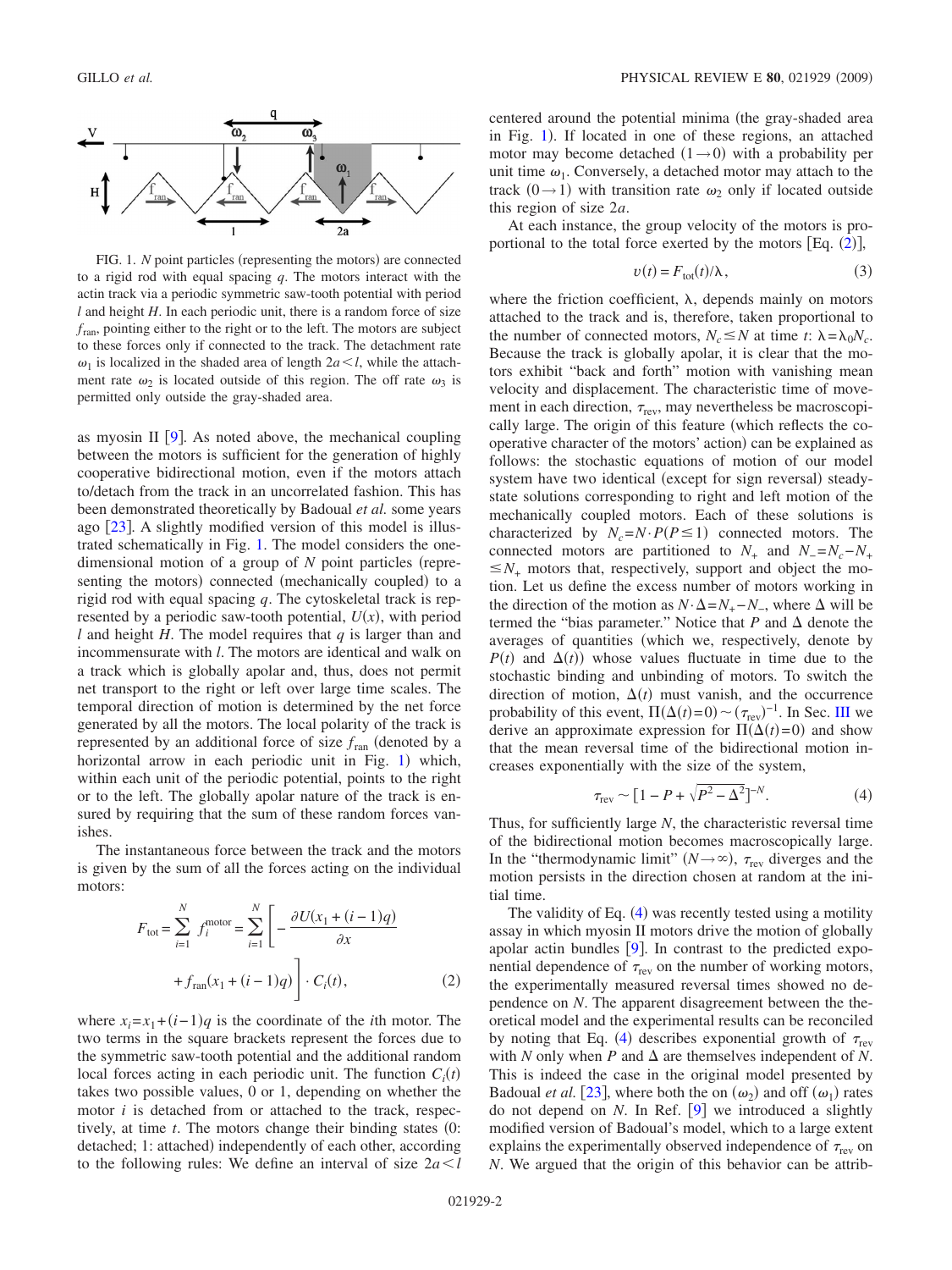FIG. 1. $N$ point particles (representing the motors) are connected to a rigid rod with equal spacing $q$. The motors interact with the actin track via a periodic symmetric saw-tooth potential with period $l$ and height $H$. In each periodic unit, there is a random force of size $f_{\text{ran}}$, pointing either to the right or to the left. The motors are subject to these forces only if connected to the track. The detachment rate $\omega_1$ is localized in the shaded area of length $2a < l$, while the attachment rate $\omega_2$ is located outside of this region. The off rate $\omega_3$ is permitted only outside the gray-shaded area.

as myosin II [9]. As noted above, the mechanical coupling between the motors is sufficient for the generation of highly cooperative bidirectional motion, even if the motors attach to/detach from the track in an uncorrelated fashion. This has been demonstrated theoretically by Badoual *et al.* some years ago [23]. A slightly modified version of this model is illustrated schematically in Fig. 1. The model considers the one-dimensional motion of a group of $N$ point particles (representing the motors) connected (mechanically coupled) to a rigid rod with equal spacing $q$. The cytoskeletal track is represented by a periodic saw-tooth potential, $U(x)$, with period $l$ and height $H$. The model requires that $q$ is larger than and incommensurate with $l$. The motors are identical and walk on a track which is globally apolar and, thus, does not permit net transport to the right or left over large time scales. The temporal direction of motion is determined by the net force generated by all the motors. The local polarity of the track is represented by an additional force of size $f_{\text{ran}}$ (denoted by a horizontal arrow in each periodic unit in Fig. 1) which, within each unit of the periodic potential, points to the right or to the left. The globally apolar nature of the track is ensured by requiring that the sum of these random forces vanishes.

The instantaneous force between the track and the motors is given by the sum of all the forces acting on the individual motors:

$$F_{\text{tot}} = \sum_{i=1}^{N} f_i^{\text{motor}} = \sum_{i=1}^{N} \left[ -\frac{\partial U(x_1 + (i-1)q)}{\partial x} + f_{\text{ran}}(x_1 + (i-1)q) \right] \cdot C_i(t), \tag{2}$$

where $x_i = x_1 + (i-1)q$ is the coordinate of the $i$th motor. The two terms in the square brackets represent the forces due to the symmetric saw-tooth potential and the additional random local forces acting in each periodic unit. The function $C_i(t)$ takes two possible values, 0 or 1, depending on whether the motor $i$ is detached from or attached to the track, respectively, at time $t$. The motors change their binding states (0: detached; 1: attached) independently of each other, according to the following rules: We define an interval of size $2a < l$ centered around the potential minima (the gray-shaded area in Fig. 1). If located in one of these regions, an attached motor may become detached $(1 \to 0)$ with a probability per unit time $\omega_1$. Conversely, a detached motor may attach to the track $(0 \to 1)$ with transition rate $\omega_2$ only if located outside this region of size $2a$.

At each instance, the group velocity of the motors is proportional to the total force exerted by the motors [Eq. (2)],

$$v(t) = F_{\text{tot}}(t)/\lambda, \tag{3}$$

where the friction coefficient, $\lambda$, depends mainly on motors attached to the track and is, therefore, taken proportional to the number of connected motors, $N_c \leq N$ at time $t$: $\lambda = \lambda_0 N_c$. Because the track is globally apolar, it is clear that the motors exhibit "back and forth" motion with vanishing mean velocity and displacement. The characteristic time of movement in each direction, $\tau_{\text{rev}}$, may nevertheless be macroscopically large. The origin of this feature (which reflects the cooperative character of the motors' action) can be explained as follows: the stochastic equations of motion of our model system have two identical (except for sign reversal) steady-state solutions corresponding to right and left motion of the mechanically coupled motors. Each of these solutions is characterized by $N_c = N \cdot P (P \leq 1)$ connected motors. The connected motors are partitioned to $N_+$ and $N_- = N_c - N_+ \leq N_+$ motors that, respectively, support and object the motion. Let us define the excess number of motors working in the direction of the motion as $N \cdot \Delta = N_+ - N_-$, where $\Delta$ will be termed the "bias parameter." Notice that $P$ and $\Delta$ denote the averages of quantities (which we, respectively, denote by $P(t)$ and $\Delta(t)$) whose values fluctuate in time due to the stochastic binding and unbinding of motors. To switch the direction of motion, $\Delta(t)$ must vanish, and the occurrence probability of this event, $\Pi(\Delta(t)=0) \sim (\tau_{\text{rev}})^{-1}$. In Sec. III we derive an approximate expression for $\Pi(\Delta(t)=0)$ and show that the mean reversal time of the bidirectional motion increases exponentially with the size of the system,

$$\tau_{\text{rev}} \sim [1 - P + \sqrt{P^2 - \Delta^2}]^{-N}. \tag{4}$$

Thus, for sufficiently large $N$, the characteristic reversal time of the bidirectional motion becomes macroscopically large. In the "thermodynamic limit" $(N \to \infty)$, $\tau_{\text{rev}}$ diverges and the motion persists in the direction chosen at random at the initial time.

The validity of Eq. (4) was recently tested using a motility assay in which myosin II motors drive the motion of globally apolar actin bundles [9]. In contrast to the predicted exponential dependence of $\tau_{\text{rev}}$ on the number of working motors, the experimentally measured reversal times showed no dependence on $N$. The apparent disagreement between the theoretical model and the experimental results can be reconciled by noting that Eq. (4) describes exponential growth of $\tau_{\text{rev}}$ with $N$ only when $P$ and $\Delta$ are themselves independent of $N$. This is indeed the case in the original model presented by Badoual *et al.* [23], where both the on $(\omega_2)$ and off $(\omega_1)$ rates do not depend on $N$. In Ref. [9] we introduced a slightly modified version of Badoual's model, which to a large extent explains the experimentally observed independence of $\tau_{\text{rev}}$ on $N$. We argued that the origin of this behavior can be attrib-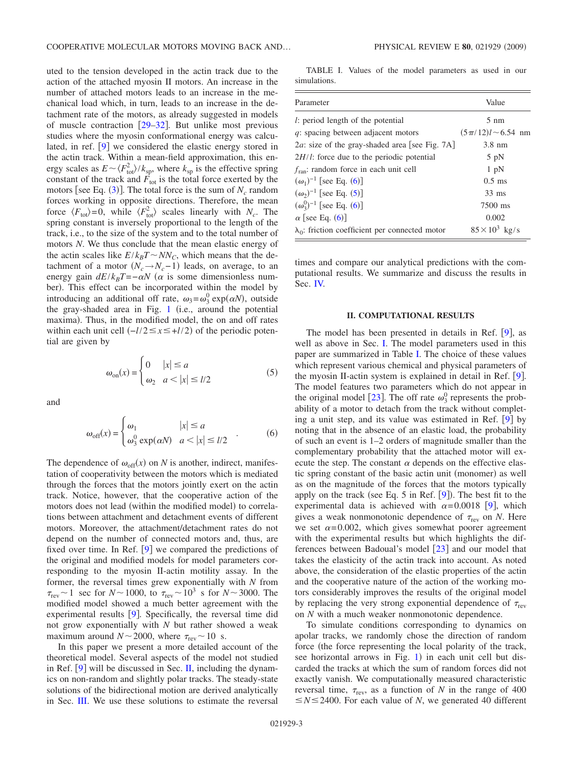uted to the tension developed in the actin track due to the action of the attached myosin II motors. An increase in the number of attached motors leads to an increase in the mechanical load which, in turn, leads to an increase in the detachment rate of the motors, as already suggested in models of muscle contraction [29–32]. But unlike most previous studies where the myosin conformational energy was calculated, in ref. [9] we considered the elastic energy stored in the actin track. Within a mean-field approximation, this energy scales as $E \sim \langle F_{\text{tot}}^2 \rangle / k_{\text{sp}}$, where $k_{\text{sp}}$ is the effective spring constant of the track and $F_{\text{tot}}$ is the total force exerted by the motors [see Eq. (3)]. The total force is the sum of $N_c$ random forces working in opposite directions. Therefore, the mean force $\langle F_{\text{tot}} \rangle = 0$, while $\langle F_{\text{tot}}^2 \rangle$ scales linearly with $N_c$. The spring constant is inversely proportional to the length of the track, i.e., to the size of the system and to the total number of motors $N$. We thus conclude that the mean elastic energy of the actin scales like $E/k_B T \sim N N_C$, which means that the detachment of a motor ($N_c \to N_c - 1$) leads, on average, to an energy gain $dE/k_B T = -\alpha N$ ($\alpha$ is some dimensionless number). This effect can be incorporated within the model by introducing an additional off rate, $\omega_3 = \omega_3^0 \exp(\alpha N)$, outside the gray-shaded area in Fig. 1 (i.e., around the potential maxima). Thus, in the modified model, the on and off rates within each unit cell ($-l/2 \le x \le +l/2$) of the periodic potential are given by

$$\omega_{\text{on}}(x) = \begin{cases} 0 & |x| \le a \\ \omega_2 & a < |x| \le l/2 \end{cases} \tag{5}$$

and

$$\omega_{\text{off}}(x) = \begin{cases} \omega_1 & |x| \le a \\ \omega_3^0 \exp(\alpha N) & a < |x| \le l/2 \end{cases} . \tag{6}$$

The dependence of $\omega_{\text{off}}(x)$ on $N$ is another, indirect, manifestation of cooperativity between the motors which is mediated through the forces that the motors jointly exert on the actin track. Notice, however, that the cooperative action of the motors does not lead (within the modified model) to correlations between attachment and detachment events of different motors. Moreover, the attachment/detachment rates do not depend on the number of connected motors and, thus, are fixed over time. In Ref. [9] we compared the predictions of the original and modified models for model parameters corresponding to the myosin II-actin motility assay. In the former, the reversal times grew exponentially with $N$ from $\tau_{\text{rev}} \sim 1$ sec for $N \sim 1000$, to $\tau_{\text{rev}} \sim 10^3$ s for $N \sim 3000$. The modified model showed a much better agreement with the experimental results [9]. Specifically, the reversal time did not grow exponentially with $N$ but rather showed a weak maximum around $N \sim 2000$, where $\tau_{\text{rev}} \sim 10$ s.

In this paper we present a more detailed account of the theoretical model. Several aspects of the model not studied in Ref. [9] will be discussed in Sec. II, including the dynamics on non-random and slightly polar tracks. The steady-state solutions of the bidirectional motion are derived analytically in Sec. III. We use these solutions to estimate the reversal times and compare our analytical predictions with the computational results. We summarize and discuss the results in Sec. IV.

TABLE I. Values of the model parameters as used in our simulations.

| Parameter | Value |
|---|---|
| $l$: period length of the potential | 5 nm |
| $q$: spacing between adjacent motors | $(5\pi/12)l \sim 6.54$ nm |
| $2a$: size of the gray-shaded area [see Fig. 7A] | 3.8 nm |
| $2H/l$: force due to the periodic potential | 5 pN |
| $f_{\text{ran}}$: random force in each unit cell | 1 pN |
| $(\omega_1)^{-1}$ [see Eq. (6)] | 0.5 ms |
| $(\omega_2)^{-1}$ [see Eq. (5)] | 33 ms |
| $(\omega_3^0)^{-1}$ [see Eq. (6)] | 7500 ms |
| $\alpha$ [see Eq. (6)] | 0.002 |
| $\lambda_0$: friction coefficient per connected motor | $85 \times 10^3$ kg/s |

## II. COMPUTATIONAL RESULTS

The model has been presented in details in Ref. [9], as well as above in Sec. I. The model parameters used in this paper are summarized in Table I. The choice of these values which represent various chemical and physical parameters of the myosin II-actin system is explained in detail in Ref. [9]. The model features two parameters which do not appear in the original model [23]. The off rate $\omega_3^0$ represents the probability of a motor to detach from the track without completing a unit step, and its value was estimated in Ref. [9] by noting that in the absence of an elastic load, the probability of such an event is 1–2 orders of magnitude smaller than the complementary probability that the attached motor will execute the step. The constant $\alpha$ depends on the effective elastic spring constant of the basic actin unit (monomer) as well as on the magnitude of the forces that the motors typically apply on the track (see Eq. 5 in Ref. [9]). The best fit to the experimental data is achieved with $\alpha = 0.0018$ [9], which gives a weak nonmonotonic dependence of $\tau_{\text{rev}}$ on $N$. Here we set $\alpha = 0.002$, which gives somewhat poorer agreement with the experimental results but which highlights the differences between Badoual's model [23] and our model that takes the elasticity of the actin track into account. As noted above, the consideration of the elastic properties of the actin and the cooperative nature of the action of the working motors considerably improves the results of the original model by replacing the very strong exponential dependence of $\tau_{\text{rev}}$ on $N$ with a much weaker nonmonotonic dependence.

To simulate conditions corresponding to dynamics on apolar tracks, we randomly chose the direction of random force (the force representing the local polarity of the track, see horizontal arrows in Fig. 1) in each unit cell but discarded the tracks at which the sum of random forces did not exactly vanish. We computationally measured characteristic reversal time, $\tau_{\text{rev}}$, as a function of $N$ in the range of $400 \le N \le 2400$. For each value of $N$, we generated 40 different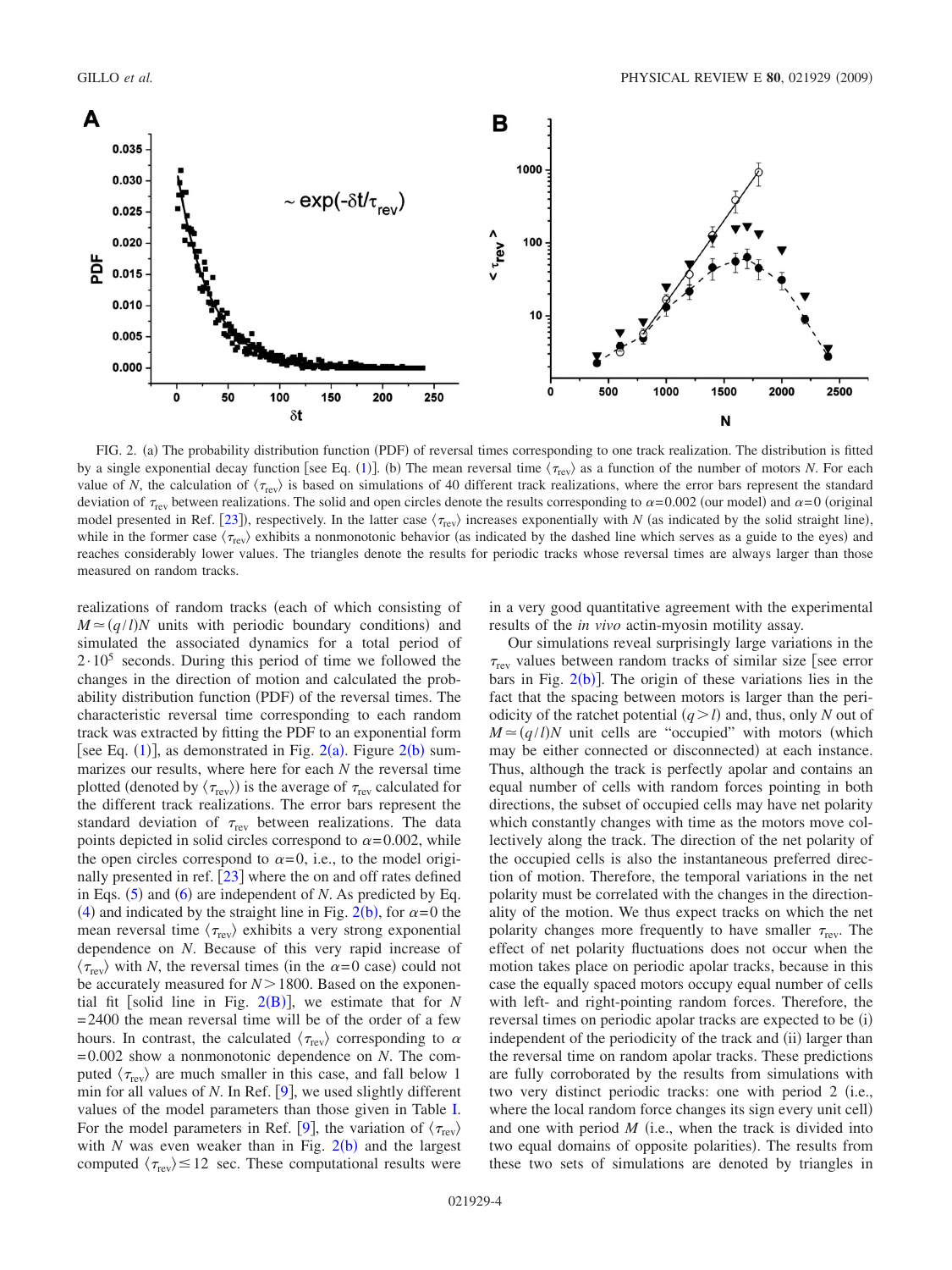FIG. 2. (a) The probability distribution function (PDF) of reversal times corresponding to one track realization. The distribution is fitted by a single exponential decay function [see Eq. (1)]. (b) The mean reversal time $\langle \tau_{rev} \rangle$ as a function of the number of motors $N$. For each value of $N$, the calculation of $\langle \tau_{rev} \rangle$ is based on simulations of 40 different track realizations, where the error bars represent the standard deviation of $\tau_{rev}$ between realizations. The solid and open circles denote the results corresponding to $\alpha=0.002$ (our model) and $\alpha=0$ (original model presented in Ref. [23]), respectively. In the latter case $\langle \tau_{rev} \rangle$ increases exponentially with $N$ (as indicated by the solid straight line), while in the former case $\langle \tau_{rev} \rangle$ exhibits a nonmonotonic behavior (as indicated by the dashed line which serves as a guide to the eyes) and reaches considerably lower values. The triangles denote the results for periodic tracks whose reversal times are always larger than those measured on random tracks.

realizations of random tracks (each of which consisting of $M \simeq (q/l)N$ units with periodic boundary conditions) and simulated the associated dynamics for a total period of $2 \cdot 10^5$ seconds. During this period of time we followed the changes in the direction of motion and calculated the probability distribution function (PDF) of the reversal times. The characteristic reversal time corresponding to each random track was extracted by fitting the PDF to an exponential form [see Eq. (1)], as demonstrated in Fig. 2(a). Figure 2(b) summarizes our results, where here for each $N$ the reversal time plotted (denoted by $\langle \tau_{rev} \rangle$) is the average of $\tau_{rev}$ calculated for the different track realizations. The error bars represent the standard deviation of $\tau_{rev}$ between realizations. The data points depicted in solid circles correspond to $\alpha=0.002$, while the open circles correspond to $\alpha=0$, i.e., to the model originally presented in ref. [23] where the on and off rates defined in Eqs. (5) and (6) are independent of $N$. As predicted by Eq. (4) and indicated by the straight line in Fig. 2(b), for $\alpha=0$ the mean reversal time $\langle \tau_{rev} \rangle$ exhibits a very strong exponential dependence on $N$. Because of this very rapid increase of $\langle \tau_{rev} \rangle$ with $N$, the reversal times (in the $\alpha=0$ case) could not be accurately measured for $N > 1800$. Based on the exponential fit [solid line in Fig. 2(B)], we estimate that for $N = 2400$ the mean reversal time will be of the order of a few hours. In contrast, the calculated $\langle \tau_{rev} \rangle$ corresponding to $\alpha = 0.002$ show a nonmonotonic dependence on $N$. The computed $\langle \tau_{rev} \rangle$ are much smaller in this case, and fall below 1 min for all values of $N$. In Ref. [9], we used slightly different values of the model parameters than those given in Table I. For the model parameters in Ref. [9], the variation of $\langle \tau_{rev} \rangle$ with $N$ was even weaker than in Fig. 2(b) and the largest computed $\langle \tau_{rev} \rangle \leq 12$ sec. These computational results were in a very good quantitative agreement with the experimental results of the *in vivo* actin-myosin motility assay.

Our simulations reveal surprisingly large variations in the $\tau_{rev}$ values between random tracks of similar size [see error bars in Fig. 2(b)]. The origin of these variations lies in the fact that the spacing between motors is larger than the periodicity of the ratchet potential ($q > l$) and, thus, only $N$ out of $M \simeq (q/l)N$ unit cells are "occupied" with motors (which may be either connected or disconnected) at each instance. Thus, although the track is perfectly apolar and contains an equal number of cells with random forces pointing in both directions, the subset of occupied cells may have net polarity which constantly changes with time as the motors move collectively along the track. The direction of the net polarity of the occupied cells is also the instantaneous preferred direction of motion. Therefore, the temporal variations in the net polarity must be correlated with the changes in the directionality of the motion. We thus expect tracks on which the net polarity changes more frequently to have smaller $\tau_{rev}$. The effect of net polarity fluctuations does not occur when the motion takes place on periodic apolar tracks, because in this case the equally spaced motors occupy equal number of cells with left- and right-pointing random forces. Therefore, the reversal times on periodic apolar tracks are expected to be (i) independent of the periodicity of the track and (ii) larger than the reversal time on random apolar tracks. These predictions are fully corroborated by the results from simulations with two very distinct periodic tracks: one with period 2 (i.e., where the local random force changes its sign every unit cell) and one with period $M$ (i.e., when the track is divided into two equal domains of opposite polarities). The results from these two sets of simulations are denoted by triangles in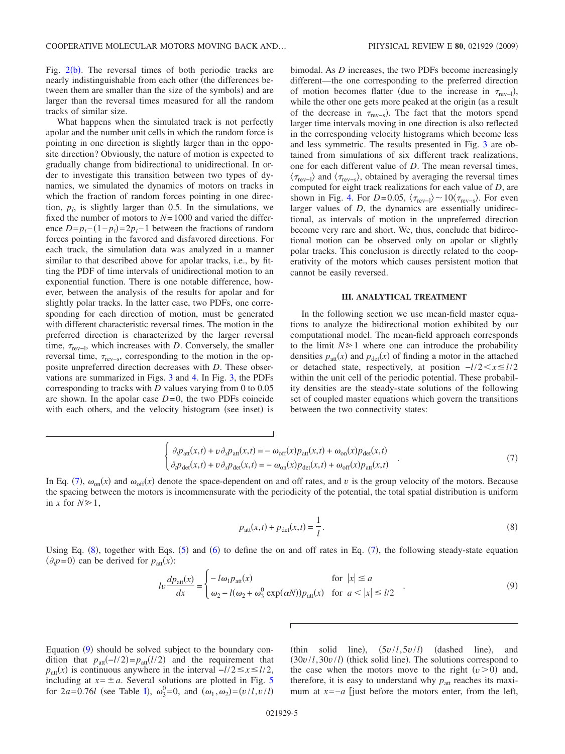Fig. 2(b). The reversal times of both periodic tracks are nearly indistinguishable from each other (the differences between them are smaller than the size of the symbols) and are larger than the reversal times measured for all the random tracks of similar size.

What happens when the simulated track is not perfectly apolar and the number unit cells in which the random force is pointing in one direction is slightly larger than in the opposite direction? Obviously, the nature of motion is expected to gradually change from bidirectional to unidirectional. In order to investigate this transition between two types of dynamics, we simulated the dynamics of motors on tracks in which the fraction of random forces pointing in one direction, $p_l$, is slightly larger than 0.5. In the simulations, we fixed the number of motors to $N=1000$ and varied the difference $D=p_l-(1-p_l)=2p_l-1$ between the fractions of random forces pointing in the favored and disfavored directions. For each track, the simulation data was analyzed in a manner similar to that described above for apolar tracks, i.e., by fitting the PDF of time intervals of unidirectional motion to an exponential function. There is one notable difference, however, between the analysis of the results for apolar and for slightly polar tracks. In the latter case, two PDFs, one corresponding for each direction of motion, must be generated with different characteristic reversal times. The motion in the preferred direction is characterized by the larger reversal time, $\tau_{\text{rev-l}}$, which increases with $D$. Conversely, the smaller reversal time, $\tau_{\text{rev-s}}$, corresponding to the motion in the opposite unpreferred direction decreases with $D$. These observations are summarized in Figs. 3 and 4. In Fig. 3, the PDFs corresponding to tracks with $D$ values varying from 0 to 0.05 are shown. In the apolar case $D=0$, the two PDFs coincide with each others, and the velocity histogram (see inset) is bimodal. As $D$ increases, the two PDFs become increasingly different—the one corresponding to the preferred direction of motion becomes flatter (due to the increase in $\tau_{\text{rev-l}}$), while the other one gets more peaked at the origin (as a result of the decrease in $\tau_{\text{rev-s}}$). The fact that the motors spend larger time intervals moving in one direction is also reflected in the corresponding velocity histograms which become less and less symmetric. The results presented in Fig. 3 are obtained from simulations of six different track realizations, one for each different value of $D$. The mean reversal times, $\langle\tau_{\text{rev-l}}\rangle$ and $\langle\tau_{\text{rev-s}}\rangle$, obtained by averaging the reversal times computed for eight track realizations for each value of $D$, are shown in Fig. 4. For $D=0.05$, $\langle\tau_{\text{rev-l}}\rangle \sim 10\langle\tau_{\text{rev-s}}\rangle$. For even larger values of $D$, the dynamics are essentially unidirectional, as intervals of motion in the unpreferred direction become very rare and short. We, thus, conclude that bidirectional motion can be observed only on apolar or slightly polar tracks. This conclusion is directly related to the cooperativity of the motors which causes persistent motion that cannot be easily reversed.

## III. ANALYTICAL TREATMENT

In the following section we use mean-field master equations to analyze the bidirectional motion exhibited by our computational model. The mean-field approach corresponds to the limit $N \gg 1$ where one can introduce the probability densities $p_{\text{att}}(x)$ and $p_{\text{det}}(x)$ of finding a motor in the attached or detached state, respectively, at position $-l/2 < x \leq l/2$ within the unit cell of the periodic potential. These probability densities are the steady-state solutions of the following set of coupled master equations which govern the transitions between the two connectivity states:

$$\begin{cases} \partial_t p_{\text{att}}(x,t) + v\,\partial_x p_{\text{att}}(x,t) = -\omega_{\text{off}}(x)p_{\text{att}}(x,t) + \omega_{\text{on}}(x)p_{\text{det}}(x,t) \\ \partial_t p_{\text{det}}(x,t) + v\,\partial_x p_{\text{det}}(x,t) = -\omega_{\text{on}}(x)p_{\text{det}}(x,t) + \omega_{\text{off}}(x)p_{\text{att}}(x,t) \end{cases}. \tag{7}$$

In Eq. (7), $\omega_{\text{on}}(x)$ and $\omega_{\text{off}}(x)$ denote the space-dependent on and off rates, and $v$ is the group velocity of the motors. Because the spacing between the motors is incommensurate with the periodicity of the potential, the total spatial distribution is uniform in $x$ for $N \gg 1$,

$$p_{\text{att}}(x,t) + p_{\text{det}}(x,t) = \frac{1}{l}. \tag{8}$$

Using Eq. (8), together with Eqs. (5) and (6) to define the on and off rates in Eq. (7), the following steady-state equation ($\partial_t p = 0$) can be derived for $p_{\text{att}}(x)$:

$$lv\frac{dp_{\text{att}}(x)}{dx} = \begin{cases} -l\omega_1 p_{\text{att}}(x) & \text{for } |x| \leq a \\ \omega_2 - l(\omega_2 + \omega_3^0 \exp(\alpha N))p_{\text{att}}(x) & \text{for } a < |x| \leq l/2 \end{cases}. \tag{9}$$

Equation (9) should be solved subject to the boundary condition that $p_{\text{att}}(-l/2) = p_{\text{att}}(l/2)$ and the requirement that $p_{\text{att}}(x)$ is continuous anywhere in the interval $-l/2 \leq x \leq l/2$, including at $x = \pm a$. Several solutions are plotted in Fig. 5 for $2a = 0.76l$ (see Table I), $\omega_3^0 = 0$, and $(\omega_1, \omega_2) = (v/l, v/l)$ (thin solid line), $(5v/l, 5v/l)$ (dashed line), and $(30v/l, 30v/l)$ (thick solid line). The solutions correspond to the case when the motors move to the right ($v > 0$) and, therefore, it is easy to understand why $p_{\text{att}}$ reaches its maximum at $x = -a$ [just before the motors enter, from the left,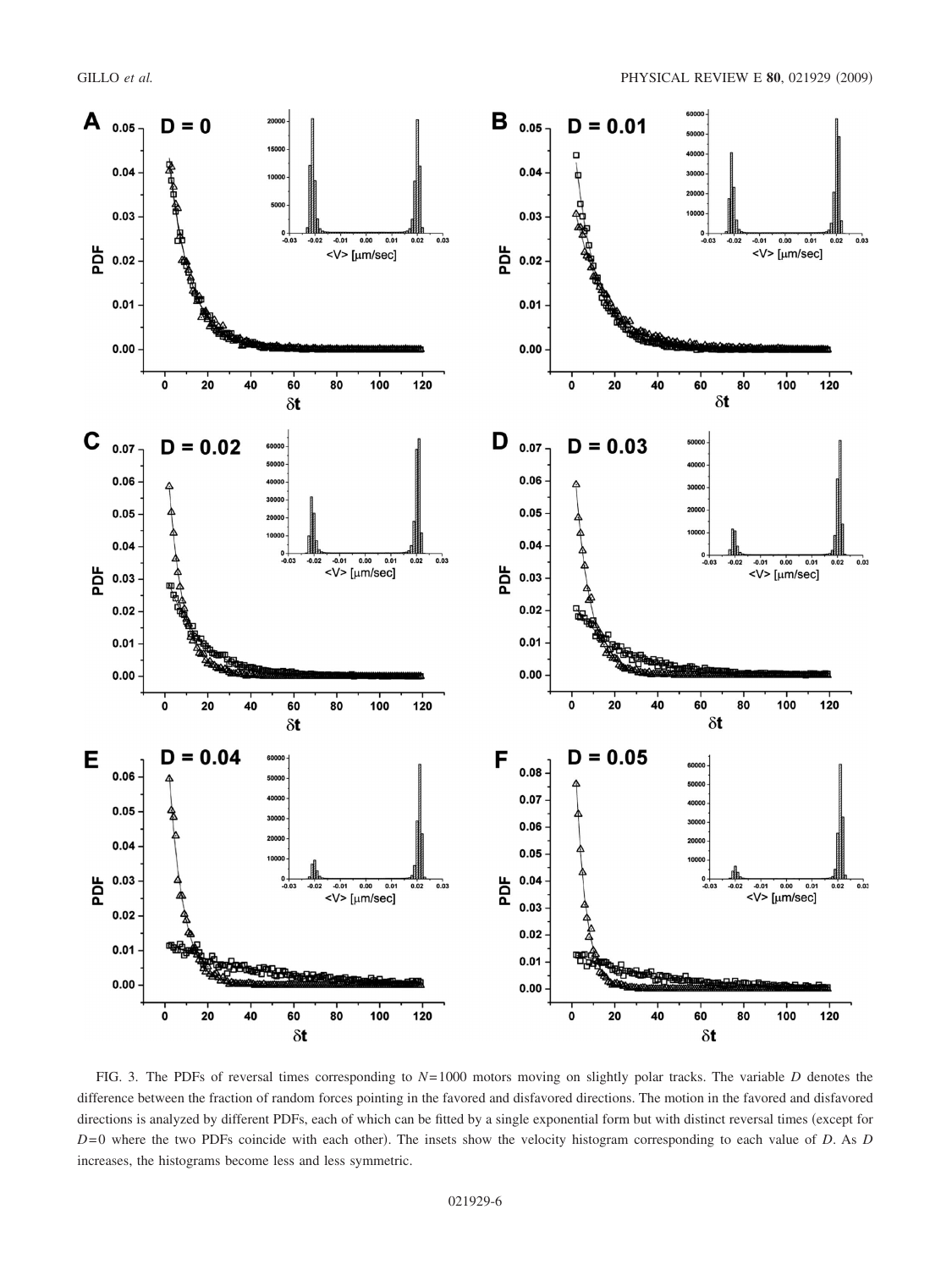FIG. 3. The PDFs of reversal times corresponding to $N=1000$ motors moving on slightly polar tracks. The variable $D$ denotes the difference between the fraction of random forces pointing in the favored and disfavored directions. The motion in the favored and disfavored directions is analyzed by different PDFs, each of which can be fitted by a single exponential form but with distinct reversal times (except for $D=0$ where the two PDFs coincide with each other). The insets show the velocity histogram corresponding to each value of $D$. As $D$ increases, the histograms become less and less symmetric.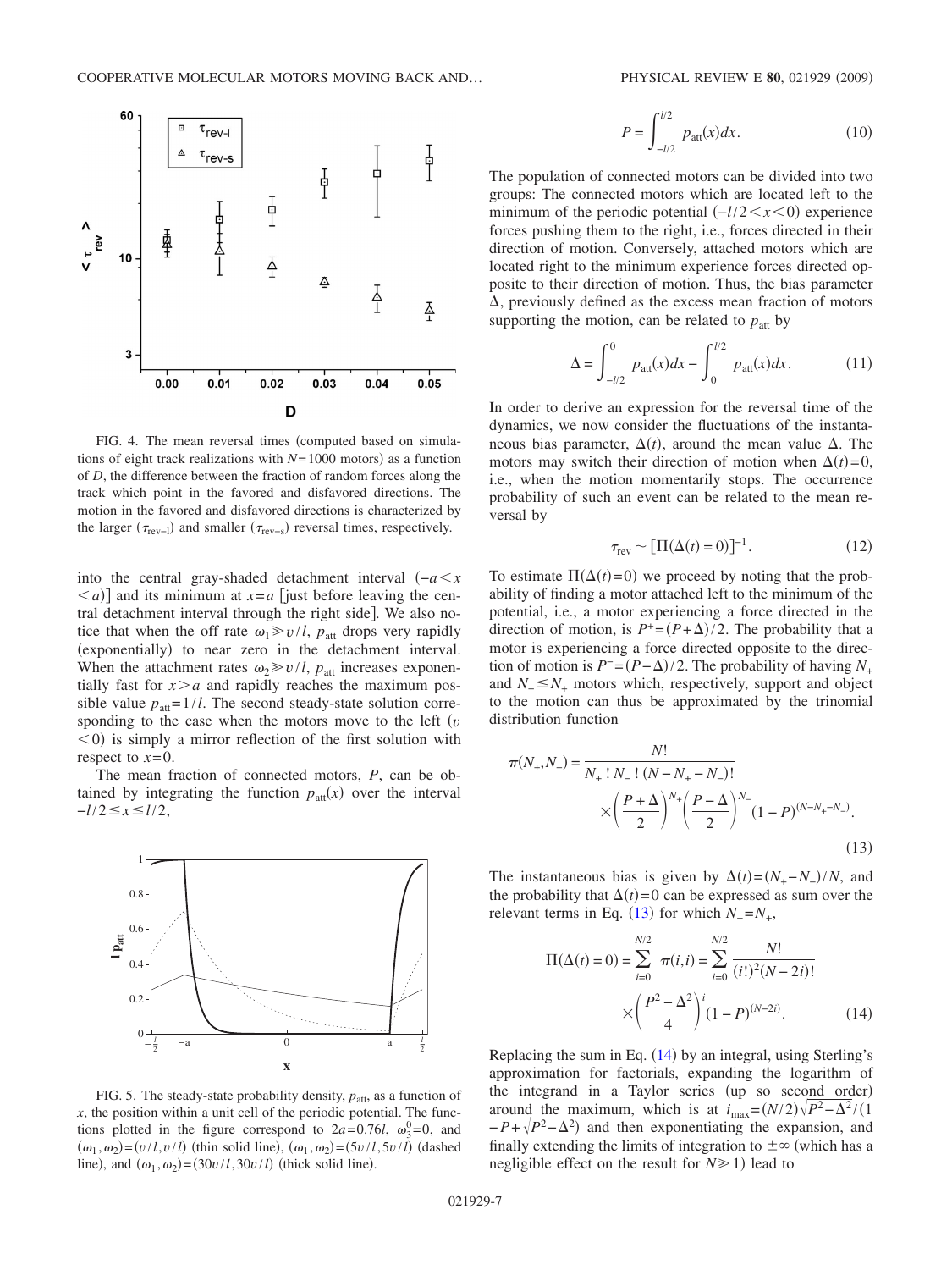FIG. 4. The mean reversal times (computed based on simulations of eight track realizations with $N=1000$ motors) as a function of $D$, the difference between the fraction of random forces along the track which point in the favored and disfavored directions. The motion in the favored and disfavored directions is characterized by the larger ($\tau_{\text{rev-l}}$) and smaller ($\tau_{\text{rev-s}}$) reversal times, respectively.

into the central gray-shaded detachment interval ($-a<x<a$)] and its minimum at $x=a$ [just before leaving the central detachment interval through the right side]. We also notice that when the off rate $\omega_1 \gg v/l$, $p_{\text{att}}$ drops very rapidly (exponentially) to near zero in the detachment interval. When the attachment rates $\omega_2 \gg v/l$, $p_{\text{att}}$ increases exponentially fast for $x>a$ and rapidly reaches the maximum possible value $p_{\text{att}}=1/l$. The second steady-state solution corresponding to the case when the motors move to the left ($v<0$) is simply a mirror reflection of the first solution with respect to $x=0$.

The mean fraction of connected motors, $P$, can be obtained by integrating the function $p_{\text{att}}(x)$ over the interval $-l/2 \leq x \leq l/2$,

FIG. 5. The steady-state probability density, $p_{\text{att}}$, as a function of $x$, the position within a unit cell of the periodic potential. The functions plotted in the figure correspond to $2a=0.76l$, $\omega_3^0=0$, and $(\omega_1,\omega_2)=(v/l,v/l)$ (thin solid line), $(\omega_1,\omega_2)=(5v/l,5v/l)$ (dashed line), and $(\omega_1,\omega_2)=(30v/l,30v/l)$ (thick solid line).

$$P = \int_{-l/2}^{l/2} p_{\text{att}}(x)dx. \tag{10}$$

The population of connected motors can be divided into two groups: The connected motors which are located left to the minimum of the periodic potential ($-l/2<x<0$) experience forces pushing them to the right, i.e., forces directed in their direction of motion. Conversely, attached motors which are located right to the minimum experience forces directed opposite to their direction of motion. Thus, the bias parameter $\Delta$, previously defined as the excess mean fraction of motors supporting the motion, can be related to $p_{\text{att}}$ by

$$\Delta = \int_{-l/2}^{0} p_{\text{att}}(x)dx - \int_{0}^{l/2} p_{\text{att}}(x)dx. \tag{11}$$

In order to derive an expression for the reversal time of the dynamics, we now consider the fluctuations of the instantaneous bias parameter, $\Delta(t)$, around the mean value $\Delta$. The motors may switch their direction of motion when $\Delta(t)=0$, i.e., when the motion momentarily stops. The occurrence probability of such an event can be related to the mean reversal by

$$\tau_{\text{rev}} \sim [\Pi(\Delta(t)=0)]^{-1}. \tag{12}$$

To estimate $\Pi(\Delta(t)=0)$ we proceed by noting that the probability of finding a motor attached left to the minimum of the potential, i.e., a motor experiencing a force directed in the direction of motion, is $P^+=(P+\Delta)/2$. The probability that a motor is experiencing a force directed opposite to the direction of motion is $P^-=(P-\Delta)/2$. The probability of having $N_+$ and $N_- \leq N_+$ motors which, respectively, support and object to the motion can thus be approximated by the trinomial distribution function

$$\pi(N_+,N_-) = \frac{N!}{N_+!\,N_-!\,(N-N_+-N_-)!} \times \left(\frac{P+\Delta}{2}\right)^{N_+}\left(\frac{P-\Delta}{2}\right)^{N_-}(1-P)^{(N-N_+-N_-)}. \tag{13}$$

The instantaneous bias is given by $\Delta(t)=(N_+-N_-)/N$, and the probability that $\Delta(t)=0$ can be expressed as sum over the relevant terms in Eq. (13) for which $N_-=N_+$,

$$\Pi(\Delta(t)=0) = \sum_{i=0}^{N/2} \pi(i,i) = \sum_{i=0}^{N/2} \frac{N!}{(i!)^2(N-2i)!} \times \left(\frac{P^2-\Delta^2}{4}\right)^i (1-P)^{(N-2i)}. \tag{14}$$

Replacing the sum in Eq. (14) by an integral, using Sterling's approximation for factorials, expanding the logarithm of the integrand in a Taylor series (up so second order) around the maximum, which is at $i_{\max}=(N/2)\sqrt{P^2-\Delta^2}/(1-P+\sqrt{P^2-\Delta^2})$ and then exponentiating the expansion, and finally extending the limits of integration to $\pm\infty$ (which has a negligible effect on the result for $N \gg 1$) lead to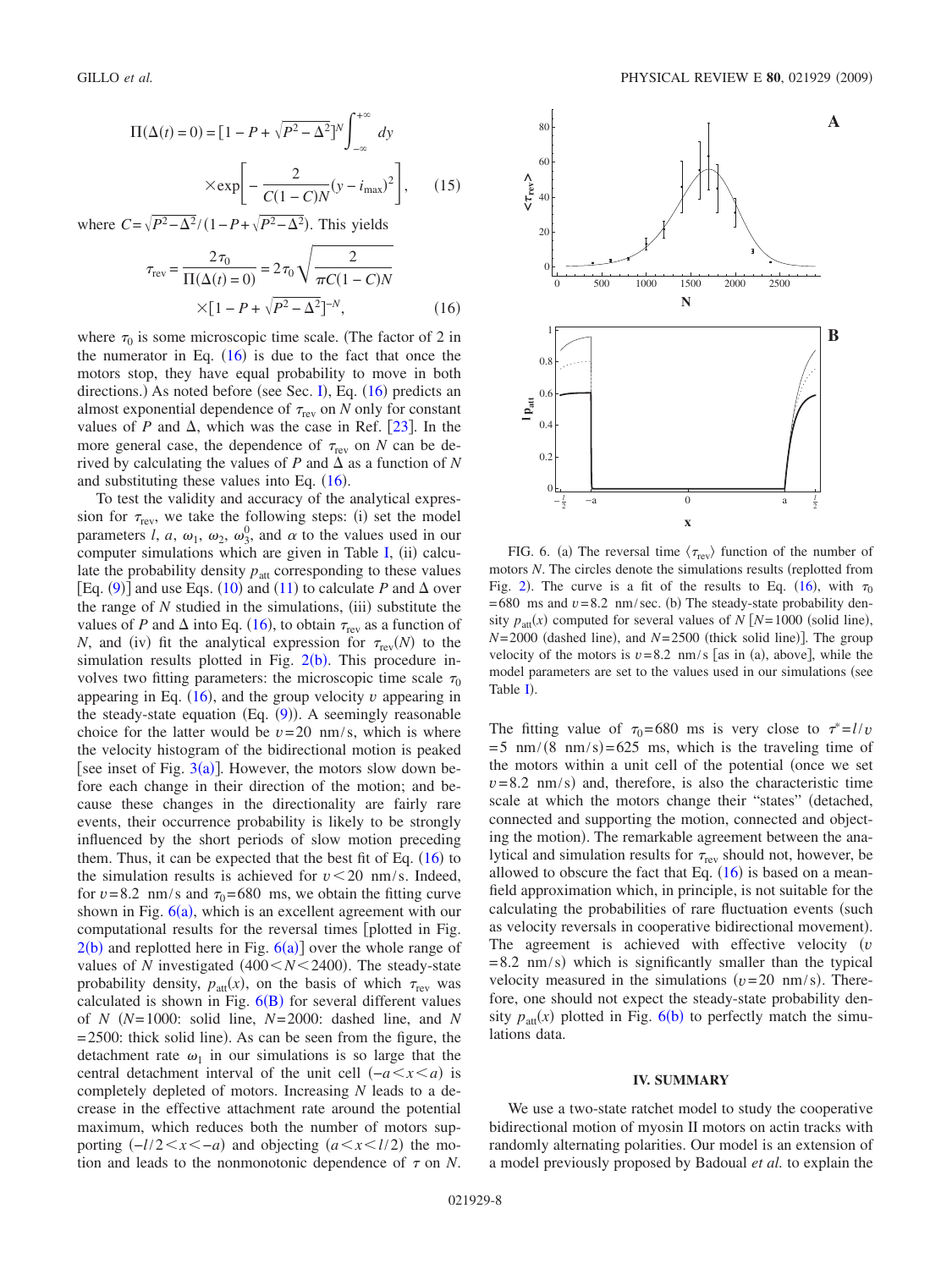$$\Pi(\Delta(t)=0) = [1 - P + \sqrt{P^2 - \Delta^2}]^N \int_{-\infty}^{+\infty} dy \times \exp\left[-\frac{2}{C(1-C)N}(y - i_{\max})^2\right], \quad (15)$$

where $C = \sqrt{P^2 - \Delta^2}/(1 - P + \sqrt{P^2 - \Delta^2})$. This yields

$$\tau_{\text{rev}} = \frac{2\tau_0}{\Pi(\Delta(t)=0)} = 2\tau_0 \sqrt{\frac{2}{\pi C(1-C)N}} \times [1 - P + \sqrt{P^2 - \Delta^2}]^{-N}, \quad (16)$$

where $\tau_0$ is some microscopic time scale. (The factor of 2 in the numerator in Eq. (16) is due to the fact that once the motors stop, they have equal probability to move in both directions.) As noted before (see Sec. I), Eq. (16) predicts an almost exponential dependence of $\tau_{\text{rev}}$ on $N$ only for constant values of $P$ and $\Delta$, which was the case in Ref. [23]. In the more general case, the dependence of $\tau_{\text{rev}}$ on $N$ can be derived by calculating the values of $P$ and $\Delta$ as a function of $N$ and substituting these values into Eq. (16).

To test the validity and accuracy of the analytical expression for $\tau_{\text{rev}}$, we take the following steps: (i) set the model parameters $l$, $a$, $\omega_1$, $\omega_2$, $\omega_3^0$, and $\alpha$ to the values used in our computer simulations which are given in Table I, (ii) calculate the probability density $p_{\text{att}}$ corresponding to these values [Eq. (9)] and use Eqs. (10) and (11) to calculate $P$ and $\Delta$ over the range of $N$ studied in the simulations, (iii) substitute the values of $P$ and $\Delta$ into Eq. (16), to obtain $\tau_{\text{rev}}$ as a function of $N$, and (iv) fit the analytical expression for $\tau_{\text{rev}}(N)$ to the simulation results plotted in Fig. 2(b). This procedure involves two fitting parameters: the microscopic time scale $\tau_0$ appearing in Eq. (16), and the group velocity $v$ appearing in the steady-state equation (Eq. (9)). A seemingly reasonable choice for the latter would be $v=20$ nm/s, which is where the velocity histogram of the bidirectional motion is peaked [see inset of Fig. 3(a)]. However, the motors slow down before each change in their direction of the motion; and because these changes in the directionality are fairly rare events, their occurrence probability is likely to be strongly influenced by the short periods of slow motion preceding them. Thus, it can be expected that the best fit of Eq. (16) to the simulation results is achieved for $v<20$ nm/s. Indeed, for $v=8.2$ nm/s and $\tau_0=680$ ms, we obtain the fitting curve shown in Fig. 6(a), which is an excellent agreement with our computational results for the reversal times [plotted in Fig. 2(b) and replotted here in Fig. 6(a)] over the whole range of values of $N$ investigated $(400<N<2400)$. The steady-state probability density, $p_{\text{att}}(x)$, on the basis of which $\tau_{\text{rev}}$ was calculated is shown in Fig. 6(B) for several different values of $N$ ($N=1000$: solid line, $N=2000$: dashed line, and $N=2500$: thick solid line). As can be seen from the figure, the detachment rate $\omega_1$ in our simulations is so large that the central detachment interval of the unit cell $(-a<x<a)$ is completely depleted of motors. Increasing $N$ leads to a decrease in the effective attachment rate around the potential maximum, which reduces both the number of motors supporting $(-l/2<x<-a)$ and objecting $(a<x<l/2)$ the motion and leads to the nonmonotonic dependence of $\tau$ on $N$.

FIG. 6. (a) The reversal time $\langle\tau_{\text{rev}}\rangle$ function of the number of motors $N$. The circles denote the simulations results (replotted from Fig. 2). The curve is a fit of the results to Eq. (16), with $\tau_0=680$ ms and $v=8.2$ nm/sec. (b) The steady-state probability density $p_{\text{att}}(x)$ computed for several values of $N$ [$N=1000$ (solid line), $N=2000$ (dashed line), and $N=2500$ (thick solid line)]. The group velocity of the motors is $v=8.2$ nm/s [as in (a), above], while the model parameters are set to the values used in our simulations (see Table I).

The fitting value of $\tau_0=680$ ms is very close to $\tau^*=l/v=5$ nm/(8 nm/s)=625 ms, which is the traveling time of the motors within a unit cell of the potential (once we set $v=8.2$ nm/s) and, therefore, is also the characteristic time scale at which the motors change their "states" (detached, connected and supporting the motion, connected and objecting the motion). The remarkable agreement between the analytical and simulation results for $\tau_{\text{rev}}$ should not, however, be allowed to obscure the fact that Eq. (16) is based on a mean-field approximation which, in principle, is not suitable for the calculating the probabilities of rare fluctuation events (such as velocity reversals in cooperative bidirectional movement). The agreement is achieved with effective velocity ($v=8.2$ nm/s) which is significantly smaller than the typical velocity measured in the simulations ($v=20$ nm/s). Therefore, one should not expect the steady-state probability density $p_{\text{att}}(x)$ plotted in Fig. 6(b) to perfectly match the simulations data.

## IV. SUMMARY

We use a two-state ratchet model to study the cooperative bidirectional motion of myosin II motors on actin tracks with randomly alternating polarities. Our model is an extension of a model previously proposed by Badoual *et al.* to explain the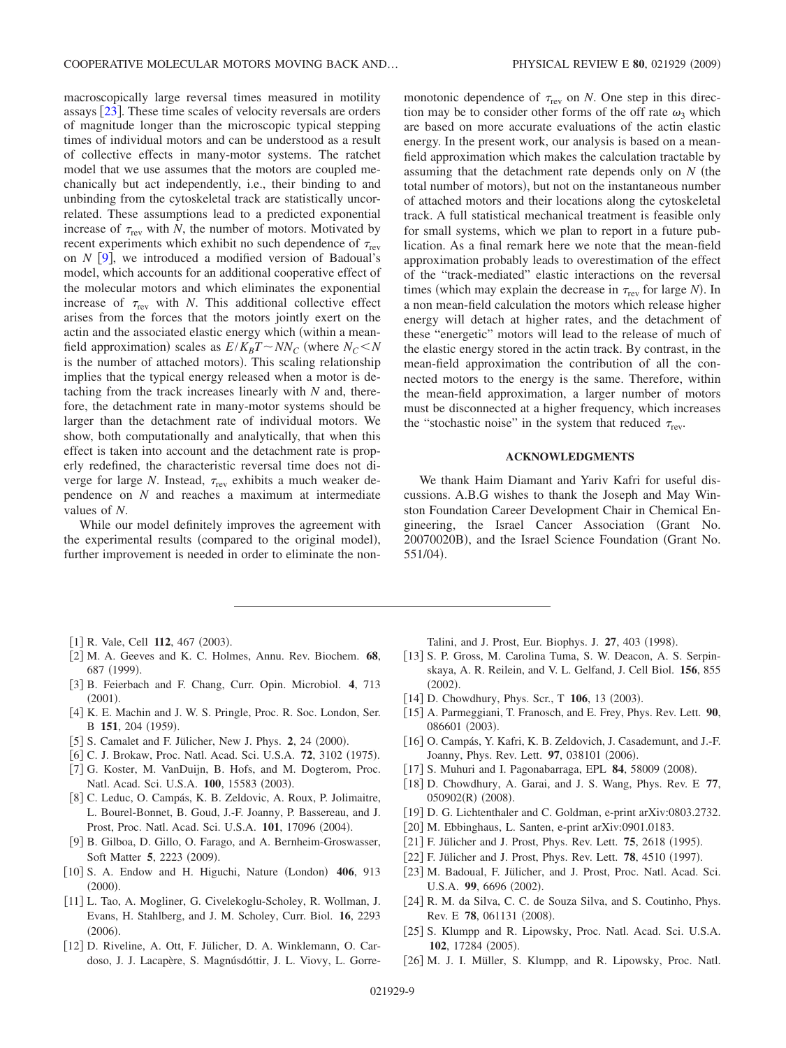macroscopically large reversal times measured in motility assays [23]. These time scales of velocity reversals are orders of magnitude longer than the microscopic typical stepping times of individual motors and can be understood as a result of collective effects in many-motor systems. The ratchet model that we use assumes that the motors are coupled mechanically but act independently, i.e., their binding to and unbinding from the cytoskeletal track are statistically uncorrelated. These assumptions lead to a predicted exponential increase of $\tau_{\rm rev}$ with $N$, the number of motors. Motivated by recent experiments which exhibit no such dependence of $\tau_{\rm rev}$ on $N$ [9], we introduced a modified version of Badoual's model, which accounts for an additional cooperative effect of the molecular motors and which eliminates the exponential increase of $\tau_{\rm rev}$ with $N$. This additional collective effect arises from the forces that the motors jointly exert on the actin and the associated elastic energy which (within a mean-field approximation) scales as $E/K_BT \sim NN_C$ (where $N_C < N$ is the number of attached motors). This scaling relationship implies that the typical energy released when a motor is detaching from the track increases linearly with $N$ and, therefore, the detachment rate in many-motor systems should be larger than the detachment rate of individual motors. We show, both computationally and analytically, that when this effect is taken into account and the detachment rate is properly redefined, the characteristic reversal time does not diverge for large $N$. Instead, $\tau_{\rm rev}$ exhibits a much weaker dependence on $N$ and reaches a maximum at intermediate values of $N$.

While our model definitely improves the agreement with the experimental results (compared to the original model), further improvement is needed in order to eliminate the nonmonotonic dependence of $\tau_{\rm rev}$ on $N$. One step in this direction may be to consider other forms of the off rate $\omega_3$ which are based on more accurate evaluations of the actin elastic energy. In the present work, our analysis is based on a mean-field approximation which makes the calculation tractable by assuming that the detachment rate depends only on $N$ (the total number of motors), but not on the instantaneous number of attached motors and their locations along the cytoskeletal track. A full statistical mechanical treatment is feasible only for small systems, which we plan to report in a future publication. As a final remark here we note that the mean-field approximation probably leads to overestimation of the effect of the "track-mediated" elastic interactions on the reversal times (which may explain the decrease in $\tau_{\rm rev}$ for large $N$). In a non mean-field calculation the motors which release higher energy will detach at higher rates, and the detachment of these "energetic" motors will lead to the release of much of the elastic energy stored in the actin track. By contrast, in the mean-field approximation the contribution of all the connected motors to the energy is the same. Therefore, within the mean-field approximation, a larger number of motors must be disconnected at a higher frequency, which increases the "stochastic noise" in the system that reduced $\tau_{\rm rev}$.

## ACKNOWLEDGMENTS

We thank Haim Diamant and Yariv Kafri for useful discussions. A.B.G wishes to thank the Joseph and May Winston Foundation Career Development Chair in Chemical Engineering, the Israel Cancer Association (Grant No. 20070020B), and the Israel Science Foundation (Grant No. 551/04).

---

[1] R. Vale, Cell **112**, 467 (2003).
[2] M. A. Geeves and K. C. Holmes, Annu. Rev. Biochem. **68**, 687 (1999).
[3] B. Feierbach and F. Chang, Curr. Opin. Microbiol. **4**, 713 (2001).
[4] K. E. Machin and J. W. S. Pringle, Proc. R. Soc. London, Ser. B **151**, 204 (1959).
[5] S. Camalet and F. Jülicher, New J. Phys. **2**, 24 (2000).
[6] C. J. Brokaw, Proc. Natl. Acad. Sci. U.S.A. **72**, 3102 (1975).
[7] G. Koster, M. VanDuijn, B. Hofs, and M. Dogterom, Proc. Natl. Acad. Sci. U.S.A. **100**, 15583 (2003).
[8] C. Leduc, O. Campás, K. B. Zeldovic, A. Roux, P. Jolimaitre, L. Bourel-Bonnet, B. Goud, J.-F. Joanny, P. Bassereau, and J. Prost, Proc. Natl. Acad. Sci. U.S.A. **101**, 17096 (2004).
[9] B. Gilboa, D. Gillo, O. Farago, and A. Bernheim-Groswasser, Soft Matter **5**, 2223 (2009).
[10] S. A. Endow and H. Higuchi, Nature (London) **406**, 913 (2000).
[11] L. Tao, A. Mogliner, G. Civelekoglu-Scholey, R. Wollman, J. Evans, H. Stahlberg, and J. M. Scholey, Curr. Biol. **16**, 2293 (2006).
[12] D. Riveline, A. Ott, F. Jülicher, D. A. Winklemann, O. Cardoso, J. J. Lacapère, S. Magnúsdóttir, J. L. Viovy, L. Gorre-Talini, and J. Prost, Eur. Biophys. J. **27**, 403 (1998).
[13] S. P. Gross, M. Carolina Tuma, S. W. Deacon, A. S. Serpinskaya, A. R. Reilein, and V. L. Gelfand, J. Cell Biol. **156**, 855 (2002).
[14] D. Chowdhury, Phys. Scr., T **106**, 13 (2003).
[15] A. Parmeggiani, T. Franosch, and E. Frey, Phys. Rev. Lett. **90**, 086601 (2003).
[16] O. Campás, Y. Kafri, K. B. Zeldovich, J. Casademunt, and J.-F. Joanny, Phys. Rev. Lett. **97**, 038101 (2006).
[17] S. Muhuri and I. Pagonabarraga, EPL **84**, 58009 (2008).
[18] D. Chowdhury, A. Garai, and J. S. Wang, Phys. Rev. E **77**, 050902(R) (2008).
[19] D. G. Lichtenthaler and C. Goldman, e-print arXiv:0803.2732.
[20] M. Ebbinghaus, L. Santen, e-print arXiv:0901.0183.
[21] F. Jülicher and J. Prost, Phys. Rev. Lett. **75**, 2618 (1995).
[22] F. Jülicher and J. Prost, Phys. Rev. Lett. **78**, 4510 (1997).
[23] M. Badoual, F. Jülicher, and J. Prost, Proc. Natl. Acad. Sci. U.S.A. **99**, 6696 (2002).
[24] R. M. da Silva, C. C. de Souza Silva, and S. Coutinho, Phys. Rev. E **78**, 061131 (2008).
[25] S. Klumpp and R. Lipowsky, Proc. Natl. Acad. Sci. U.S.A. **102**, 17284 (2005).
[26] M. J. I. Müller, S. Klumpp, and R. Lipowsky, Proc. Natl.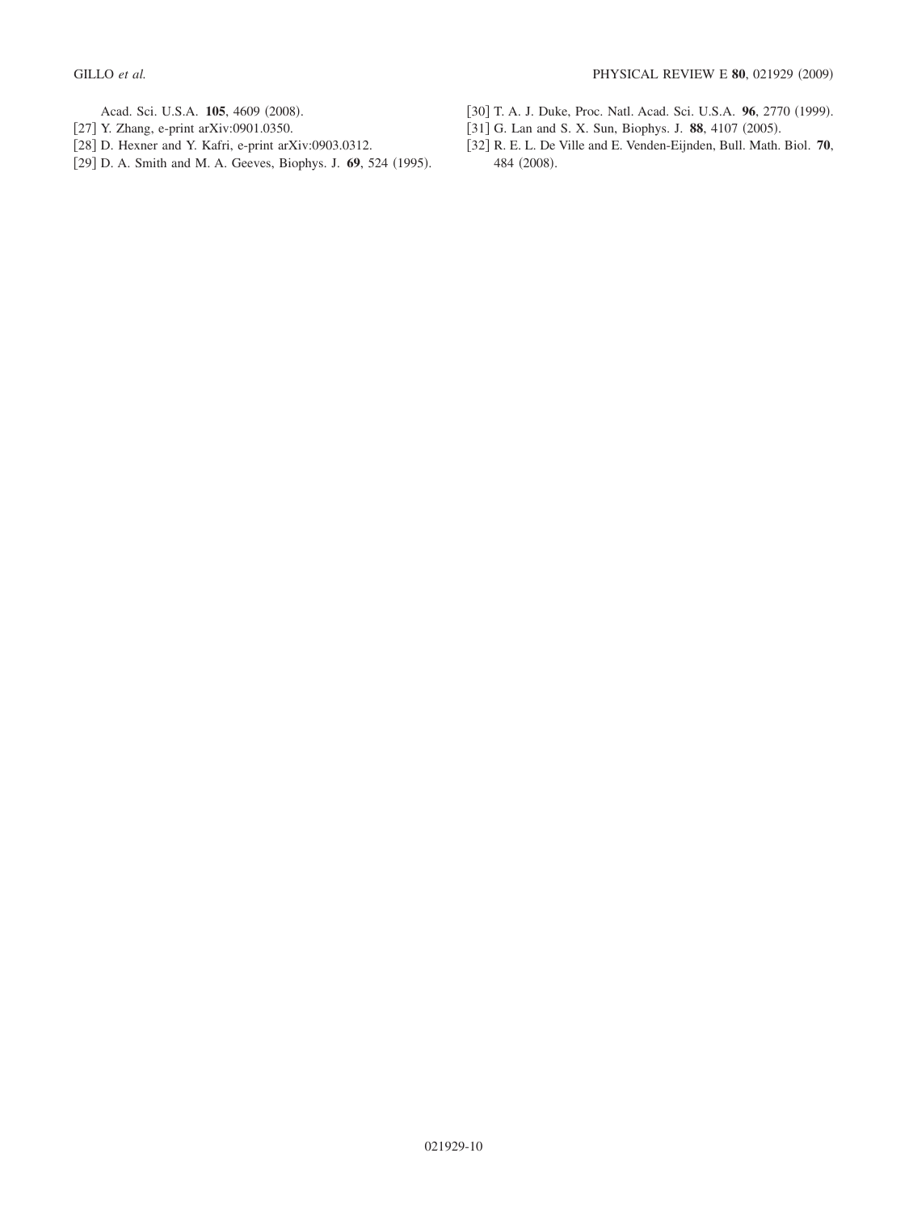Acad. Sci. U.S.A. **105**, 4609 (2008).

[27] Y. Zhang, e-print arXiv:0901.0350.

[28] D. Hexner and Y. Kafri, e-print arXiv:0903.0312.

[29] D. A. Smith and M. A. Geeves, Biophys. J. **69**, 524 (1995).

[30] T. A. J. Duke, Proc. Natl. Acad. Sci. U.S.A. **96**, 2770 (1999).

[31] G. Lan and S. X. Sun, Biophys. J. **88**, 4107 (2005).

[32] R. E. L. De Ville and E. Venden-Eijnden, Bull. Math. Biol. **70**, 484 (2008).